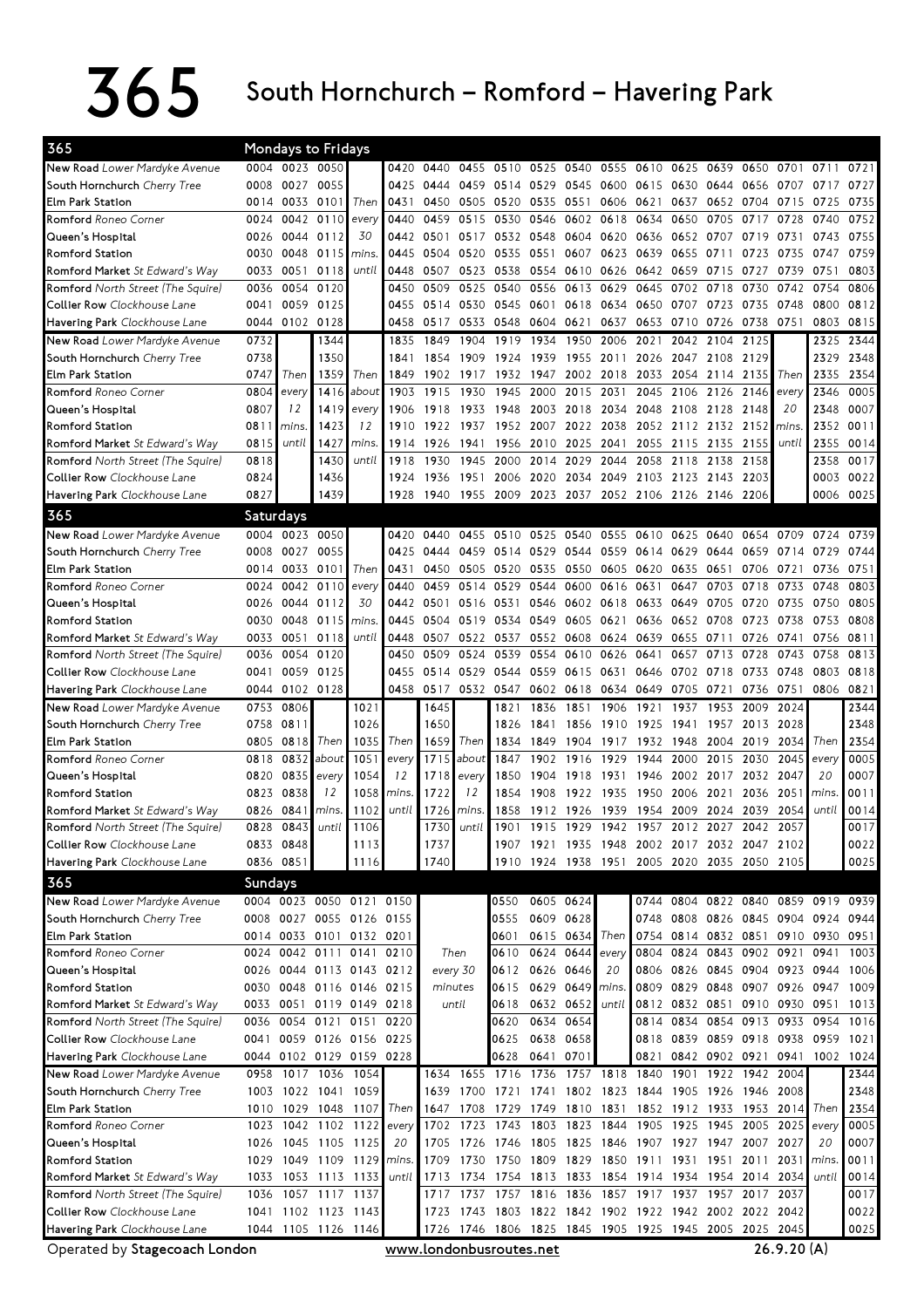# 365 South Hornchurch – Romford – Havering Park

## 365 Mondays to Fridays

| Stop | | | | | | | | | | | | | | | | | | |
|---|---|---|---|---|---|---|---|---|---|---|---|---|---|---|---|---|---|---|
| New Road *Lower Mardyke Avenue* | 0004 | 0023 | 0050 | | 0420 | 0440 | 0455 | 0510 | 0525 | 0540 | 0555 | 0610 | 0625 | 0639 | 0650 | 0701 | 0711 | 0721 |
| South Hornchurch *Cherry Tree* | 0008 | 0027 | 0055 | | 0425 | 0444 | 0459 | 0514 | 0529 | 0545 | 0600 | 0615 | 0630 | 0644 | 0656 | 0707 | 0717 | 0727 |
| Elm Park Station | 0014 | 0033 | 0101 | Then | 0431 | 0450 | 0505 | 0520 | 0535 | 0551 | 0606 | 0621 | 0637 | 0652 | 0704 | 0715 | 0725 | 0735 |
| Romford *Roneo Corner* | 0024 | 0042 | 0110 | every | 0440 | 0459 | 0515 | 0530 | 0546 | 0602 | 0618 | 0634 | 0650 | 0705 | 0717 | 0728 | 0740 | 0752 |
| Queen's Hospital | 0026 | 0044 | 0112 | 30 | 0442 | 0501 | 0517 | 0532 | 0548 | 0604 | 0620 | 0636 | 0652 | 0707 | 0719 | 0731 | 0743 | 0755 |
| Romford Station | 0030 | 0048 | 0115 | mins. | 0445 | 0504 | 0520 | 0535 | 0551 | 0607 | 0623 | 0639 | 0655 | 0711 | 0723 | 0735 | 0747 | 0759 |
| Romford Market *St Edward's Way* | 0033 | 0051 | 0118 | until | 0448 | 0507 | 0523 | 0538 | 0554 | 0610 | 0626 | 0642 | 0659 | 0715 | 0727 | 0739 | 0751 | 0803 |
| Romford *North Street (The Squire)* | 0036 | 0054 | 0120 | | 0450 | 0509 | 0525 | 0540 | 0556 | 0613 | 0629 | 0645 | 0702 | 0718 | 0730 | 0742 | 0754 | 0806 |
| Collier Row *Clockhouse Lane* | 0041 | 0059 | 0125 | | 0455 | 0514 | 0530 | 0545 | 0601 | 0618 | 0634 | 0650 | 0707 | 0723 | 0735 | 0748 | 0800 | 0812 |
| Havering Park *Clockhouse Lane* | 0044 | 0102 | 0128 | | 0458 | 0517 | 0533 | 0548 | 0604 | 0621 | 0637 | 0653 | 0710 | 0726 | 0738 | 0751 | 0803 | 0815 |

| Stop | | | | | | | | | | | | | | | | | | |
|---|---|---|---|---|---|---|---|---|---|---|---|---|---|---|---|---|---|---|
| New Road *Lower Mardyke Avenue* | 0732 | | 1344 | | 1835 | 1849 | 1904 | 1919 | 1934 | 1950 | 2006 | 2021 | 2042 | 2104 | 2125 | | 2325 | 2344 |
| South Hornchurch *Cherry Tree* | 0738 | | 1350 | | 1841 | 1854 | 1909 | 1924 | 1939 | 1955 | 2011 | 2026 | 2047 | 2108 | 2129 | | 2329 | 2348 |
| Elm Park Station | 0747 | Then | 1359 | Then | 1849 | 1902 | 1917 | 1932 | 1947 | 2002 | 2018 | 2033 | 2054 | 2114 | 2135 | Then | 2335 | 2354 |
| Romford *Roneo Corner* | 0804 | every | 1416 | about | 1903 | 1915 | 1930 | 1945 | 2000 | 2015 | 2031 | 2045 | 2106 | 2126 | 2146 | every | 2346 | 0005 |
| Queen's Hospital | 0807 | 12 | 1419 | every | 1906 | 1918 | 1933 | 1948 | 2003 | 2018 | 2034 | 2048 | 2108 | 2128 | 2148 | 20 | 2348 | 0007 |
| Romford Station | 0811 | mins. | 1423 | 12 | 1910 | 1922 | 1937 | 1952 | 2007 | 2022 | 2038 | 2052 | 2112 | 2132 | 2152 | mins. | 2352 | 0011 |
| Romford Market *St Edward's Way* | 0815 | until | 1427 | mins. | 1914 | 1926 | 1941 | 1956 | 2010 | 2025 | 2041 | 2055 | 2115 | 2135 | 2155 | until | 2355 | 0014 |
| Romford *North Street (The Squire)* | 0818 | | 1430 | until | 1918 | 1930 | 1945 | 2000 | 2014 | 2029 | 2044 | 2058 | 2118 | 2138 | 2158 | | 2358 | 0017 |
| Collier Row *Clockhouse Lane* | 0824 | | 1436 | | 1924 | 1936 | 1951 | 2006 | 2020 | 2034 | 2049 | 2103 | 2123 | 2143 | 2203 | | 0003 | 0022 |
| Havering Park *Clockhouse Lane* | 0827 | | 1439 | | 1928 | 1940 | 1955 | 2009 | 2023 | 2037 | 2052 | 2106 | 2126 | 2146 | 2206 | | 0006 | 0025 |

## 365 Saturdays

| Stop | | | | | | | | | | | | | | | | | | |
|---|---|---|---|---|---|---|---|---|---|---|---|---|---|---|---|---|---|---|
| New Road *Lower Mardyke Avenue* | 0004 | 0023 | 0050 | | 0420 | 0440 | 0455 | 0510 | 0525 | 0540 | 0555 | 0610 | 0625 | 0640 | 0654 | 0709 | 0724 | 0739 |
| South Hornchurch *Cherry Tree* | 0008 | 0027 | 0055 | | 0425 | 0444 | 0459 | 0514 | 0529 | 0544 | 0559 | 0614 | 0629 | 0644 | 0659 | 0714 | 0729 | 0744 |
| Elm Park Station | 0014 | 0033 | 0101 | Then | 0431 | 0450 | 0505 | 0520 | 0535 | 0550 | 0605 | 0620 | 0635 | 0651 | 0706 | 0721 | 0736 | 0751 |
| Romford *Roneo Corner* | 0024 | 0042 | 0110 | every | 0440 | 0459 | 0514 | 0529 | 0544 | 0600 | 0616 | 0631 | 0647 | 0703 | 0718 | 0733 | 0748 | 0803 |
| Queen's Hospital | 0026 | 0044 | 0112 | 30 | 0442 | 0501 | 0516 | 0531 | 0546 | 0602 | 0618 | 0633 | 0649 | 0705 | 0720 | 0735 | 0750 | 0805 |
| Romford Station | 0030 | 0048 | 0115 | mins. | 0445 | 0504 | 0519 | 0534 | 0549 | 0605 | 0621 | 0636 | 0652 | 0708 | 0723 | 0738 | 0753 | 0808 |
| Romford Market *St Edward's Way* | 0033 | 0051 | 0118 | until | 0448 | 0507 | 0522 | 0537 | 0552 | 0608 | 0624 | 0639 | 0655 | 0711 | 0726 | 0741 | 0756 | 0811 |
| Romford *North Street (The Squire)* | 0036 | 0054 | 0120 | | 0450 | 0509 | 0524 | 0539 | 0554 | 0610 | 0626 | 0641 | 0657 | 0713 | 0728 | 0743 | 0758 | 0813 |
| Collier Row *Clockhouse Lane* | 0041 | 0059 | 0125 | | 0455 | 0514 | 0529 | 0544 | 0559 | 0615 | 0631 | 0646 | 0702 | 0718 | 0733 | 0748 | 0803 | 0818 |
| Havering Park *Clockhouse Lane* | 0044 | 0102 | 0128 | | 0458 | 0517 | 0532 | 0547 | 0602 | 0618 | 0634 | 0649 | 0705 | 0721 | 0736 | 0751 | 0806 | 0821 |

| Stop | | | | | | | | | | | | | | | | | | |
|---|---|---|---|---|---|---|---|---|---|---|---|---|---|---|---|---|---|---|
| New Road *Lower Mardyke Avenue* | 0753 | 0806 | | 1021 | | 1645 | | 1821 | 1836 | 1851 | 1906 | 1921 | 1937 | 1953 | 2009 | 2024 | | 2344 |
| South Hornchurch *Cherry Tree* | 0758 | 0811 | | 1026 | | 1650 | | 1826 | 1841 | 1856 | 1910 | 1925 | 1941 | 1957 | 2013 | 2028 | | 2348 |
| Elm Park Station | 0805 | 0818 | Then | 1035 | Then | 1659 | Then | 1834 | 1849 | 1904 | 1917 | 1932 | 1948 | 2004 | 2019 | 2034 | Then | 2354 |
| Romford *Roneo Corner* | 0818 | 0832 | about | 1051 | every | 1715 | about | 1847 | 1902 | 1916 | 1929 | 1944 | 2000 | 2015 | 2030 | 2045 | every | 0005 |
| Queen's Hospital | 0820 | 0835 | every | 1054 | 12 | 1718 | every | 1850 | 1904 | 1918 | 1931 | 1946 | 2002 | 2017 | 2032 | 2047 | 20 | 0007 |
| Romford Station | 0823 | 0838 | 12 | 1058 | mins. | 1722 | 12 | 1854 | 1908 | 1922 | 1935 | 1950 | 2006 | 2021 | 2036 | 2051 | mins. | 0011 |
| Romford Market *St Edward's Way* | 0826 | 0841 | mins. | 1102 | until | 1726 | mins. | 1858 | 1912 | 1926 | 1939 | 1954 | 2009 | 2024 | 2039 | 2054 | until | 0014 |
| Romford *North Street (The Squire)* | 0828 | 0843 | until | 1106 | | 1730 | until | 1901 | 1915 | 1929 | 1942 | 1957 | 2012 | 2027 | 2042 | 2057 | | 0017 |
| Collier Row *Clockhouse Lane* | 0833 | 0848 | | 1113 | | 1737 | | 1907 | 1921 | 1935 | 1948 | 2002 | 2017 | 2032 | 2047 | 2102 | | 0022 |
| Havering Park *Clockhouse Lane* | 0836 | 0851 | | 1116 | | 1740 | | 1910 | 1924 | 1938 | 1951 | 2005 | 2020 | 2035 | 2050 | 2105 | | 0025 |

## 365 Sundays

| Stop | | | | | | | | | | | | | | | | | |
|---|---|---|---|---|---|---|---|---|---|---|---|---|---|---|---|---|---|
| New Road *Lower Mardyke Avenue* | 0004 | 0023 | 0050 | 0121 | 0150 | | 0550 | 0605 | 0624 | | 0744 | 0804 | 0822 | 0840 | 0859 | 0919 | 0939 |
| South Hornchurch *Cherry Tree* | 0008 | 0027 | 0055 | 0126 | 0155 | | 0555 | 0609 | 0628 | | 0748 | 0808 | 0826 | 0845 | 0904 | 0924 | 0944 |
| Elm Park Station | 0014 | 0033 | 0101 | 0132 | 0201 | | 0601 | 0615 | 0634 | Then | 0754 | 0814 | 0832 | 0851 | 0910 | 0930 | 0951 |
| Romford *Roneo Corner* | 0024 | 0042 | 0111 | 0141 | 0210 | Then | 0610 | 0624 | 0644 | every | 0804 | 0824 | 0843 | 0902 | 0921 | 0941 | 1003 |
| Queen's Hospital | 0026 | 0044 | 0113 | 0143 | 0212 | every 30 | 0612 | 0626 | 0646 | 20 | 0806 | 0826 | 0845 | 0904 | 0923 | 0944 | 1006 |
| Romford Station | 0030 | 0048 | 0116 | 0146 | 0215 | minutes | 0615 | 0629 | 0649 | mins. | 0809 | 0829 | 0848 | 0907 | 0926 | 0947 | 1009 |
| Romford Market *St Edward's Way* | 0033 | 0051 | 0119 | 0149 | 0218 | until | 0618 | 0632 | 0652 | until | 0812 | 0832 | 0851 | 0910 | 0930 | 0951 | 1013 |
| Romford *North Street (The Squire)* | 0036 | 0054 | 0121 | 0151 | 0220 | | 0620 | 0634 | 0654 | | 0814 | 0834 | 0854 | 0913 | 0933 | 0954 | 1016 |
| Collier Row *Clockhouse Lane* | 0041 | 0059 | 0126 | 0156 | 0225 | | 0625 | 0638 | 0658 | | 0818 | 0839 | 0859 | 0918 | 0938 | 0959 | 1021 |
| Havering Park *Clockhouse Lane* | 0044 | 0102 | 0129 | 0159 | 0228 | | 0628 | 0641 | 0701 | | 0821 | 0842 | 0902 | 0921 | 0941 | 1002 | 1024 |

| Stop | | | | | | | | | | | | | | | | | | |
|---|---|---|---|---|---|---|---|---|---|---|---|---|---|---|---|---|---|---|
| New Road *Lower Mardyke Avenue* | 0958 | 1017 | 1036 | 1054 | | 1634 | 1655 | 1716 | 1736 | 1757 | 1818 | 1840 | 1901 | 1922 | 1942 | 2004 | | 2344 |
| South Hornchurch *Cherry Tree* | 1003 | 1022 | 1041 | 1059 | | 1639 | 1700 | 1721 | 1741 | 1802 | 1823 | 1844 | 1905 | 1926 | 1946 | 2008 | | 2348 |
| Elm Park Station | 1010 | 1029 | 1048 | 1107 | Then | 1647 | 1708 | 1729 | 1749 | 1810 | 1831 | 1852 | 1912 | 1933 | 1953 | 2014 | Then | 2354 |
| Romford *Roneo Corner* | 1023 | 1042 | 1102 | 1122 | every | 1702 | 1723 | 1743 | 1803 | 1823 | 1844 | 1905 | 1925 | 1945 | 2005 | 2025 | every | 0005 |
| Queen's Hospital | 1026 | 1045 | 1105 | 1125 | 20 | 1705 | 1726 | 1746 | 1805 | 1825 | 1846 | 1907 | 1927 | 1947 | 2007 | 2027 | 20 | 0007 |
| Romford Station | 1029 | 1049 | 1109 | 1129 | mins. | 1709 | 1730 | 1750 | 1809 | 1829 | 1850 | 1911 | 1931 | 1951 | 2011 | 2031 | mins. | 0011 |
| Romford Market *St Edward's Way* | 1033 | 1053 | 1113 | 1133 | until | 1713 | 1734 | 1754 | 1813 | 1833 | 1854 | 1914 | 1934 | 1954 | 2014 | 2034 | until | 0014 |
| Romford *North Street (The Squire)* | 1036 | 1057 | 1117 | 1137 | | 1717 | 1737 | 1757 | 1816 | 1836 | 1857 | 1917 | 1937 | 1957 | 2017 | 2037 | | 0017 |
| Collier Row *Clockhouse Lane* | 1041 | 1102 | 1123 | 1143 | | 1723 | 1743 | 1803 | 1822 | 1842 | 1902 | 1922 | 1942 | 2002 | 2022 | 2042 | | 0022 |
| Havering Park *Clockhouse Lane* | 1044 | 1105 | 1126 | 1146 | | 1726 | 1746 | 1806 | 1825 | 1845 | 1905 | 1925 | 1945 | 2005 | 2025 | 2045 | | 0025 |

Operated by **Stagecoach London** www.londonbusroutes.net 26.9.20 (A)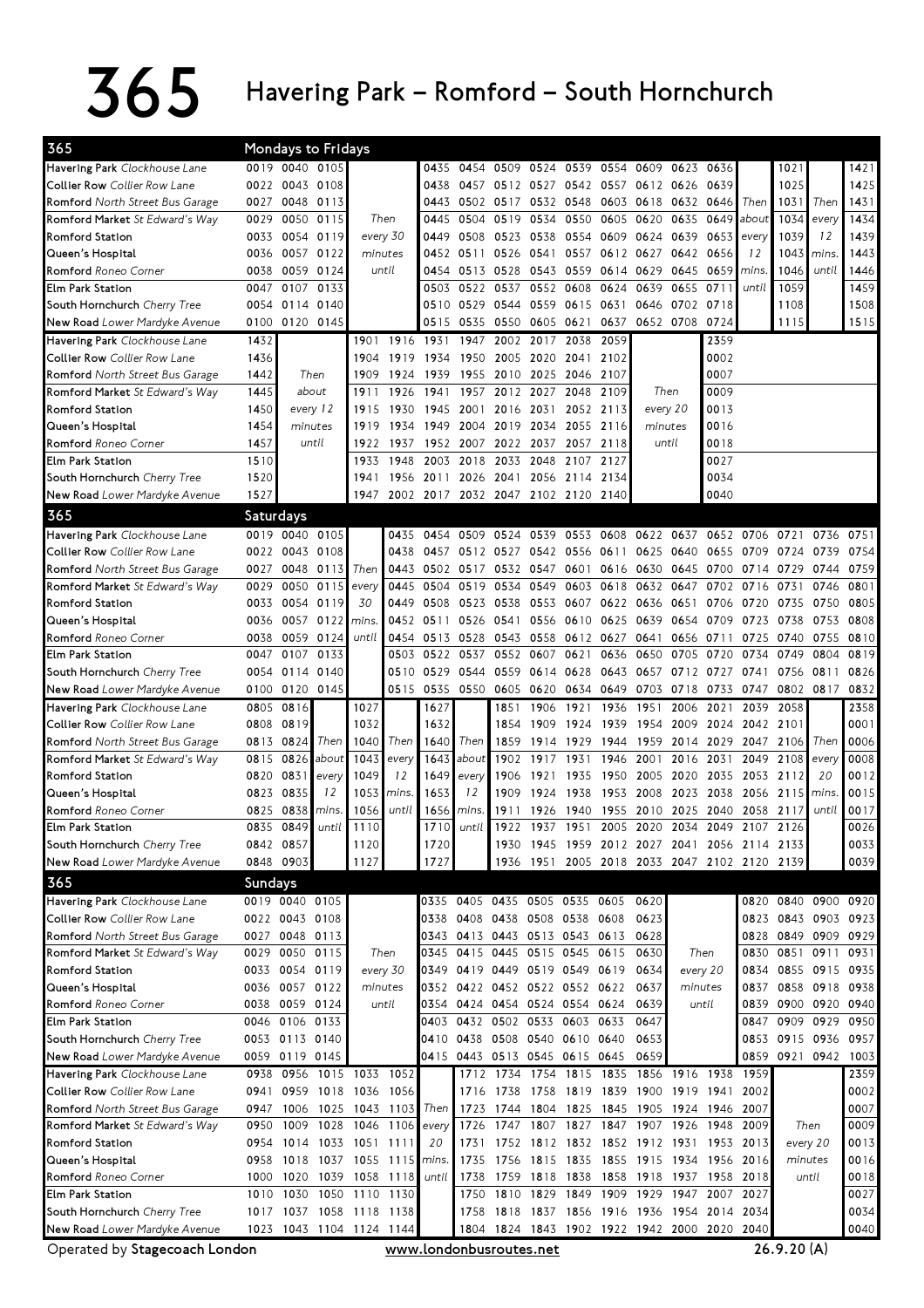# 365 Havering Park – Romford – South Hornchurch

## Mondays to Fridays

| 365 | | | | | | | | | | | | | | | | | |
|---|---|---|---|---|---|---|---|---|---|---|---|---|---|---|---|---|---|
| **Havering Park** *Clockhouse Lane* | 0019 | 0040 | 0105 | Then every 30 minutes until | 0435 | 0454 | 0509 | 0524 | 0539 | 0554 | 0609 | 0623 | 0636 | Then about every 12 mins. until | 1021 | Then every 12 mins. until | 1421 |
| **Collier Row** *Collier Row Lane* | 0022 | 0043 | 0108 | | 0438 | 0457 | 0512 | 0527 | 0542 | 0557 | 0612 | 0626 | 0639 | | 1025 | | 1425 |
| **Romford** *North Street Bus Garage* | 0027 | 0048 | 0113 | | 0443 | 0502 | 0517 | 0532 | 0548 | 0603 | 0618 | 0632 | 0646 | | 1031 | | 1431 |
| **Romford Market** *St Edward's Way* | 0029 | 0050 | 0115 | | 0445 | 0504 | 0519 | 0534 | 0550 | 0605 | 0620 | 0635 | 0649 | | 1034 | | 1434 |
| **Romford Station** | 0033 | 0054 | 0119 | | 0449 | 0508 | 0523 | 0538 | 0554 | 0609 | 0624 | 0639 | 0653 | | 1039 | | 1439 |
| **Queen's Hospital** | 0036 | 0057 | 0122 | | 0452 | 0511 | 0526 | 0541 | 0557 | 0612 | 0627 | 0642 | 0656 | | 1043 | | 1443 |
| **Romford** *Roneo Corner* | 0038 | 0059 | 0124 | | 0454 | 0513 | 0528 | 0543 | 0559 | 0614 | 0629 | 0645 | 0659 | | 1046 | | 1446 |
| **Elm Park Station** | 0047 | 0107 | 0133 | | 0503 | 0522 | 0537 | 0552 | 0608 | 0624 | 0639 | 0655 | 0711 | | 1059 | | 1459 |
| **South Hornchurch** *Cherry Tree* | 0054 | 0114 | 0140 | | 0510 | 0529 | 0544 | 0559 | 0615 | 0631 | 0646 | 0702 | 0718 | | 1108 | | 1508 |
| **New Road** *Lower Mardyke Avenue* | 0100 | 0120 | 0145 | | 0515 | 0535 | 0550 | 0605 | 0621 | 0637 | 0652 | 0708 | 0724 | | 1115 | | 1515 |

| | | | | | | | | | | | | |
|---|---|---|---|---|---|---|---|---|---|---|---|---|
| **Havering Park** *Clockhouse Lane* | 1432 | Then about every 12 minutes until | 1901 | 1916 | 1931 | 1947 | 2002 | 2017 | 2038 | 2059 | Then every 20 minutes until | 2359 |
| **Collier Row** *Collier Row Lane* | 1436 | | 1904 | 1919 | 1934 | 1950 | 2005 | 2020 | 2041 | 2102 | | 0002 |
| **Romford** *North Street Bus Garage* | 1442 | | 1909 | 1924 | 1939 | 1955 | 2010 | 2025 | 2046 | 2107 | | 0007 |
| **Romford Market** *St Edward's Way* | 1445 | | 1911 | 1926 | 1941 | 1957 | 2012 | 2027 | 2048 | 2109 | | 0009 |
| **Romford Station** | 1450 | | 1915 | 1930 | 1945 | 2001 | 2016 | 2031 | 2052 | 2113 | | 0013 |
| **Queen's Hospital** | 1454 | | 1919 | 1934 | 1949 | 2004 | 2019 | 2034 | 2055 | 2116 | | 0016 |
| **Romford** *Roneo Corner* | 1457 | | 1922 | 1937 | 1952 | 2007 | 2022 | 2037 | 2057 | 2118 | | 0018 |
| **Elm Park Station** | 1510 | | 1933 | 1948 | 2003 | 2018 | 2033 | 2048 | 2107 | 2127 | | 0027 |
| **South Hornchurch** *Cherry Tree* | 1520 | | 1941 | 1956 | 2011 | 2026 | 2041 | 2056 | 2114 | 2134 | | 0034 |
| **New Road** *Lower Mardyke Avenue* | 1527 | | 1947 | 2002 | 2017 | 2032 | 2047 | 2102 | 2120 | 2140 | | 0040 |

## Saturdays

| 365 | | | | | | | | | | | | | | | | | | |
|---|---|---|---|---|---|---|---|---|---|---|---|---|---|---|---|---|---|---|
| **Havering Park** *Clockhouse Lane* | 0019 | 0040 | 0105 | Then every 30 mins. until | 0435 | 0454 | 0509 | 0524 | 0539 | 0553 | 0608 | 0622 | 0637 | 0652 | 0706 | 0721 | 0736 | 0751 |
| **Collier Row** *Collier Row Lane* | 0022 | 0043 | 0108 | | 0438 | 0457 | 0512 | 0527 | 0542 | 0556 | 0611 | 0625 | 0640 | 0655 | 0709 | 0724 | 0739 | 0754 |
| **Romford** *North Street Bus Garage* | 0027 | 0048 | 0113 | | 0443 | 0502 | 0517 | 0532 | 0547 | 0601 | 0616 | 0630 | 0645 | 0700 | 0714 | 0729 | 0744 | 0759 |
| **Romford Market** *St Edward's Way* | 0029 | 0050 | 0115 | | 0445 | 0504 | 0519 | 0534 | 0549 | 0603 | 0618 | 0632 | 0647 | 0702 | 0716 | 0731 | 0746 | 0801 |
| **Romford Station** | 0033 | 0054 | 0119 | | 0449 | 0508 | 0523 | 0538 | 0553 | 0607 | 0622 | 0636 | 0651 | 0706 | 0720 | 0735 | 0750 | 0805 |
| **Queen's Hospital** | 0036 | 0057 | 0122 | | 0452 | 0511 | 0526 | 0541 | 0556 | 0610 | 0625 | 0639 | 0654 | 0709 | 0723 | 0738 | 0753 | 0808 |
| **Romford** *Roneo Corner* | 0038 | 0059 | 0124 | | 0454 | 0513 | 0528 | 0543 | 0558 | 0612 | 0627 | 0641 | 0656 | 0711 | 0725 | 0740 | 0755 | 0810 |
| **Elm Park Station** | 0047 | 0107 | 0133 | | 0503 | 0522 | 0537 | 0552 | 0607 | 0621 | 0636 | 0650 | 0705 | 0720 | 0734 | 0749 | 0804 | 0819 |
| **South Hornchurch** *Cherry Tree* | 0054 | 0114 | 0140 | | 0510 | 0529 | 0544 | 0559 | 0614 | 0628 | 0643 | 0657 | 0712 | 0727 | 0741 | 0756 | 0811 | 0826 |
| **New Road** *Lower Mardyke Avenue* | 0100 | 0120 | 0145 | | 0515 | 0535 | 0550 | 0605 | 0620 | 0634 | 0649 | 0703 | 0718 | 0733 | 0747 | 0802 | 0817 | 0832 |

| | | | | | | | | | | | | | | | | | | |
|---|---|---|---|---|---|---|---|---|---|---|---|---|---|---|---|---|---|---|
| **Havering Park** *Clockhouse Lane* | 0805 | 0816 | Then about every 12 mins. until | 1027 | Then every 12 mins. until | 1627 | Then about every 12 mins. until | 1851 | 1906 | 1921 | 1936 | 1951 | 2006 | 2021 | 2039 | 2058 | Then every 20 mins. until | 2358 |
| **Collier Row** *Collier Row Lane* | 0808 | 0819 | | 1032 | | 1632 | | 1854 | 1909 | 1924 | 1939 | 1954 | 2009 | 2024 | 2042 | 2101 | | 0001 |
| **Romford** *North Street Bus Garage* | 0813 | 0824 | | 1040 | | 1640 | | 1859 | 1914 | 1929 | 1944 | 1959 | 2014 | 2029 | 2047 | 2106 | | 0006 |
| **Romford Market** *St Edward's Way* | 0815 | 0826 | | 1043 | | 1643 | | 1902 | 1917 | 1931 | 1946 | 2001 | 2016 | 2031 | 2049 | 2108 | | 0008 |
| **Romford Station** | 0820 | 0831 | | 1049 | | 1649 | | 1906 | 1921 | 1935 | 1950 | 2005 | 2020 | 2035 | 2053 | 2112 | | 0012 |
| **Queen's Hospital** | 0823 | 0835 | | 1053 | | 1653 | | 1909 | 1924 | 1938 | 1953 | 2008 | 2023 | 2038 | 2056 | 2115 | | 0015 |
| **Romford** *Roneo Corner* | 0825 | 0838 | | 1056 | | 1656 | | 1911 | 1926 | 1940 | 1955 | 2010 | 2025 | 2040 | 2058 | 2117 | | 0017 |
| **Elm Park Station** | 0835 | 0849 | | 1110 | | 1710 | | 1922 | 1937 | 1951 | 2005 | 2020 | 2034 | 2049 | 2107 | 2126 | | 0026 |
| **South Hornchurch** *Cherry Tree* | 0842 | 0857 | | 1120 | | 1720 | | 1930 | 1945 | 1959 | 2012 | 2027 | 2041 | 2056 | 2114 | 2133 | | 0033 |
| **New Road** *Lower Mardyke Avenue* | 0848 | 0903 | | 1127 | | 1727 | | 1936 | 1951 | 2005 | 2018 | 2033 | 2047 | 2102 | 2120 | 2139 | | 0039 |

## Sundays

| 365 | | | | | | | | | | | | | | | | |
|---|---|---|---|---|---|---|---|---|---|---|---|---|---|---|---|---|
| **Havering Park** *Clockhouse Lane* | 0019 | 0040 | 0105 | Then every 30 minutes until | 0335 | 0405 | 0435 | 0505 | 0535 | 0605 | 0620 | Then every 20 minutes until | 0820 | 0840 | 0900 | 0920 |
| **Collier Row** *Collier Row Lane* | 0022 | 0043 | 0108 | | 0338 | 0408 | 0438 | 0508 | 0538 | 0608 | 0623 | | 0823 | 0843 | 0903 | 0923 |
| **Romford** *North Street Bus Garage* | 0027 | 0048 | 0113 | | 0343 | 0413 | 0443 | 0513 | 0543 | 0613 | 0628 | | 0828 | 0849 | 0909 | 0929 |
| **Romford Market** *St Edward's Way* | 0029 | 0050 | 0115 | | 0345 | 0415 | 0445 | 0515 | 0545 | 0615 | 0630 | | 0830 | 0851 | 0911 | 0931 |
| **Romford Station** | 0033 | 0054 | 0119 | | 0349 | 0419 | 0449 | 0519 | 0549 | 0619 | 0634 | | 0834 | 0855 | 0915 | 0935 |
| **Queen's Hospital** | 0036 | 0057 | 0122 | | 0352 | 0422 | 0452 | 0522 | 0552 | 0622 | 0637 | | 0837 | 0858 | 0918 | 0938 |
| **Romford** *Roneo Corner* | 0038 | 0059 | 0124 | | 0354 | 0424 | 0454 | 0524 | 0554 | 0624 | 0639 | | 0839 | 0900 | 0920 | 0940 |
| **Elm Park Station** | 0046 | 0106 | 0133 | | 0403 | 0432 | 0502 | 0533 | 0603 | 0633 | 0647 | | 0847 | 0909 | 0929 | 0950 |
| **South Hornchurch** *Cherry Tree* | 0053 | 0113 | 0140 | | 0410 | 0438 | 0508 | 0540 | 0610 | 0640 | 0653 | | 0853 | 0915 | 0936 | 0957 |
| **New Road** *Lower Mardyke Avenue* | 0059 | 0119 | 0145 | | 0415 | 0443 | 0513 | 0545 | 0615 | 0645 | 0659 | | 0859 | 0921 | 0942 | 1003 |

| | | | | | | | | | | | | | | | | |
|---|---|---|---|---|---|---|---|---|---|---|---|---|---|---|---|---|
| **Havering Park** *Clockhouse Lane* | 0938 | 0956 | 1015 | 1033 | 1052 | Then every 20 mins. until | 1712 | 1734 | 1754 | 1815 | 1835 | 1856 | 1916 | 1938 | 1959 | Then every 20 minutes until | 2359 |
| **Collier Row** *Collier Row Lane* | 0941 | 0959 | 1018 | 1036 | 1056 | | 1716 | 1738 | 1758 | 1819 | 1839 | 1900 | 1919 | 1941 | 2002 | | 0002 |
| **Romford** *North Street Bus Garage* | 0947 | 1006 | 1025 | 1043 | 1103 | | 1723 | 1744 | 1804 | 1825 | 1845 | 1905 | 1924 | 1946 | 2007 | | 0007 |
| **Romford Market** *St Edward's Way* | 0950 | 1009 | 1028 | 1046 | 1106 | | 1726 | 1747 | 1807 | 1827 | 1847 | 1907 | 1926 | 1948 | 2009 | | 0009 |
| **Romford Station** | 0954 | 1014 | 1033 | 1051 | 1111 | | 1731 | 1752 | 1812 | 1832 | 1852 | 1912 | 1931 | 1953 | 2013 | | 0013 |
| **Queen's Hospital** | 0958 | 1018 | 1037 | 1055 | 1115 | | 1735 | 1756 | 1815 | 1835 | 1855 | 1915 | 1934 | 1956 | 2016 | | 0016 |
| **Romford** *Roneo Corner* | 1000 | 1020 | 1039 | 1058 | 1118 | | 1738 | 1759 | 1818 | 1838 | 1858 | 1918 | 1937 | 1958 | 2018 | | 0018 |
| **Elm Park Station** | 1010 | 1030 | 1050 | 1110 | 1130 | | 1750 | 1810 | 1829 | 1849 | 1909 | 1929 | 1947 | 2007 | 2027 | | 0027 |
| **South Hornchurch** *Cherry Tree* | 1017 | 1037 | 1058 | 1118 | 1138 | | 1758 | 1818 | 1837 | 1856 | 1916 | 1936 | 1954 | 2014 | 2034 | | 0034 |
| **New Road** *Lower Mardyke Avenue* | 1023 | 1043 | 1104 | 1124 | 1144 | | 1804 | 1824 | 1843 | 1902 | 1922 | 1942 | 2000 | 2020 | 2040 | | 0040 |

Operated by **Stagecoach London** — www.londonbusroutes.net — 26.9.20 (A)